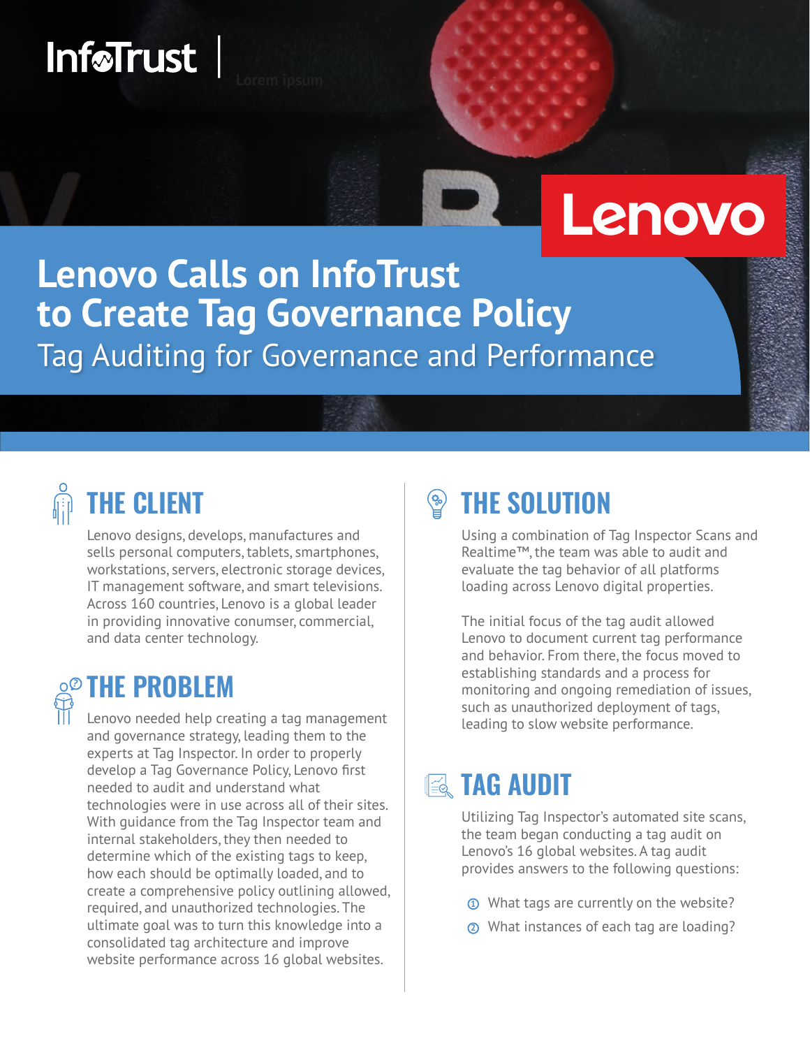InfoTrust | Lorem ipsum

Lenovo

# Lenovo Calls on InfoTrust to Create Tag Governance Policy

Tag Auditing for Governance and Performance

## THE CLIENT

Lenovo designs, develops, manufactures and sells personal computers, tablets, smartphones, workstations, servers, electronic storage devices, IT management software, and smart televisions. Across 160 countries, Lenovo is a global leader in providing innovative conumser, commercial, and data center technology.

## THE PROBLEM

Lenovo needed help creating a tag management and governance strategy, leading them to the experts at Tag Inspector. In order to properly develop a Tag Governance Policy, Lenovo first needed to audit and understand what technologies were in use across all of their sites. With guidance from the Tag Inspector team and internal stakeholders, they then needed to determine which of the existing tags to keep, how each should be optimally loaded, and to create a comprehensive policy outlining allowed, required, and unauthorized technologies. The ultimate goal was to turn this knowledge into a consolidated tag architecture and improve website performance across 16 global websites.

## THE SOLUTION

Using a combination of Tag Inspector Scans and Realtime™, the team was able to audit and evaluate the tag behavior of all platforms loading across Lenovo digital properties.

The initial focus of the tag audit allowed Lenovo to document current tag performance and behavior. From there, the focus moved to establishing standards and a process for monitoring and ongoing remediation of issues, such as unauthorized deployment of tags, leading to slow website performance.

## TAG AUDIT

Utilizing Tag Inspector's automated site scans, the team began conducting a tag audit on Lenovo's 16 global websites. A tag audit provides answers to the following questions:

1. What tags are currently on the website?
2. What instances of each tag are loading?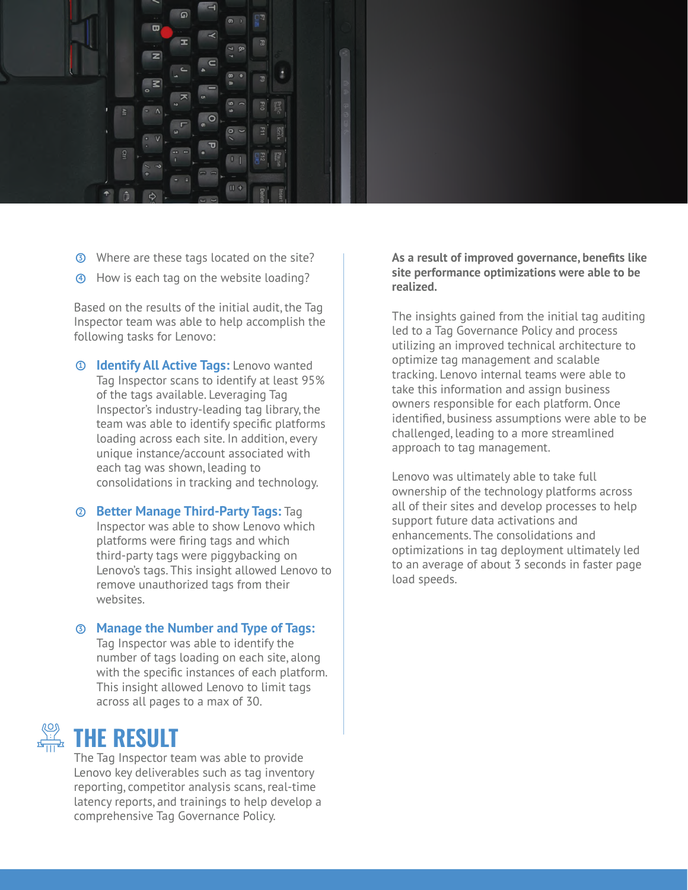3. Where are these tags located on the site?
4. How is each tag on the website loading?

Based on the results of the initial audit, the Tag Inspector team was able to help accomplish the following tasks for Lenovo:

1. **Identify All Active Tags:** Lenovo wanted Tag Inspector scans to identify at least 95% of the tags available. Leveraging Tag Inspector's industry-leading tag library, the team was able to identify specific platforms loading across each site. In addition, every unique instance/account associated with each tag was shown, leading to consolidations in tracking and technology.

2. **Better Manage Third-Party Tags:** Tag Inspector was able to show Lenovo which platforms were firing tags and which third-party tags were piggybacking on Lenovo's tags. This insight allowed Lenovo to remove unauthorized tags from their websites.

3. **Manage the Number and Type of Tags:** Tag Inspector was able to identify the number of tags loading on each site, along with the specific instances of each platform. This insight allowed Lenovo to limit tags across all pages to a max of 30.

# THE RESULT

The Tag Inspector team was able to provide Lenovo key deliverables such as tag inventory reporting, competitor analysis scans, real-time latency reports, and trainings to help develop a comprehensive Tag Governance Policy.

**As a result of improved governance, benefits like site performance optimizations were able to be realized.**

The insights gained from the initial tag auditing led to a Tag Governance Policy and process utilizing an improved technical architecture to optimize tag management and scalable tracking. Lenovo internal teams were able to take this information and assign business owners responsible for each platform. Once identified, business assumptions were able to be challenged, leading to a more streamlined approach to tag management.

Lenovo was ultimately able to take full ownership of the technology platforms across all of their sites and develop processes to help support future data activations and enhancements. The consolidations and optimizations in tag deployment ultimately led to an average of about 3 seconds in faster page load speeds.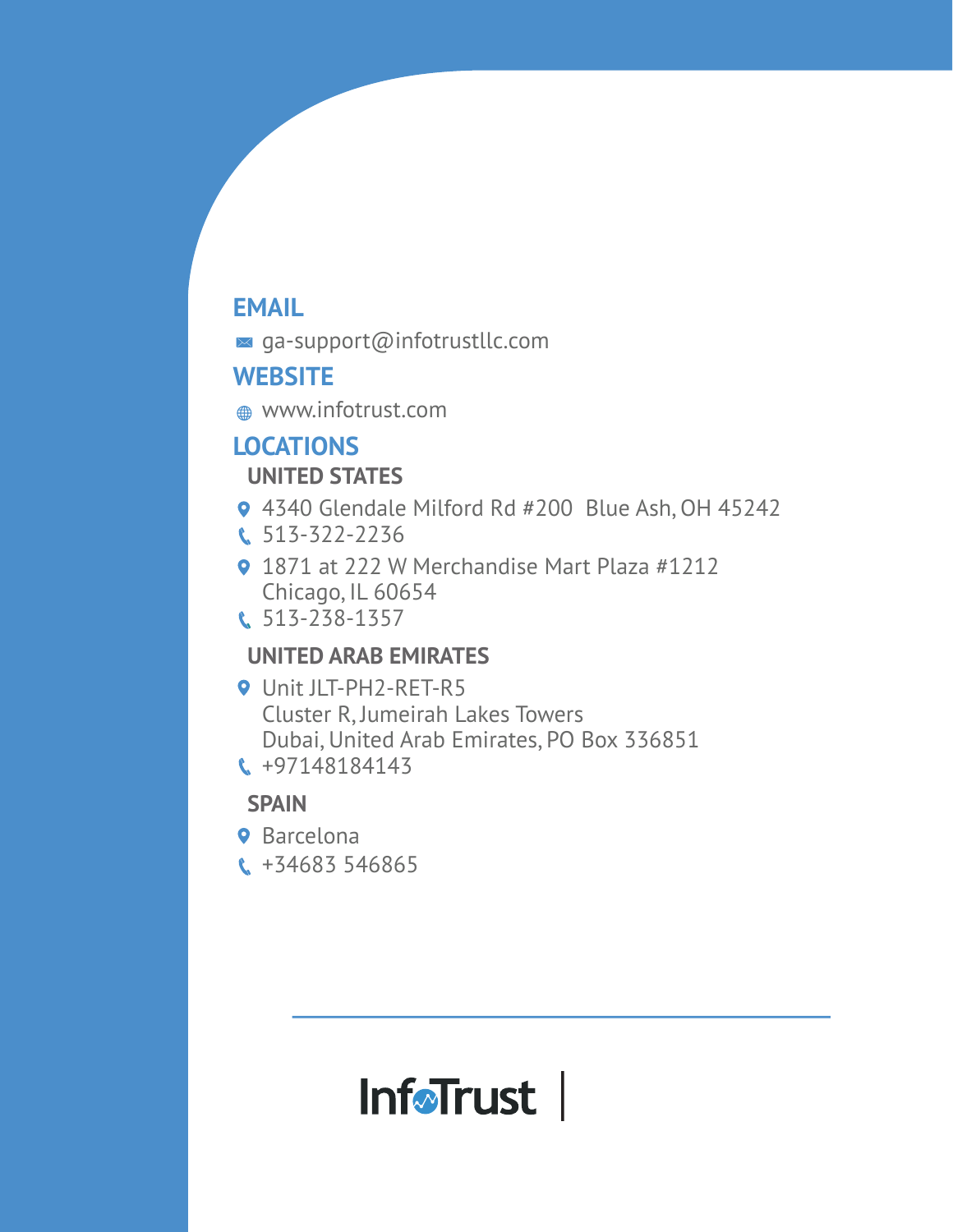## EMAIL

ga-support@infotrustllc.com

## WEBSITE

www.infotrust.com

## LOCATIONS

### UNITED STATES

4340 Glendale Milford Rd #200  Blue Ash, OH 45242

513-322-2236

1871 at 222 W Merchandise Mart Plaza #1212
Chicago, IL 60654

513-238-1357

### UNITED ARAB EMIRATES

Unit JLT-PH2-RET-R5
Cluster R, Jumeirah Lakes Towers
Dubai, United Arab Emirates, PO Box 336851

+97148184143

### SPAIN

Barcelona

+34683 546865

InfoTrust